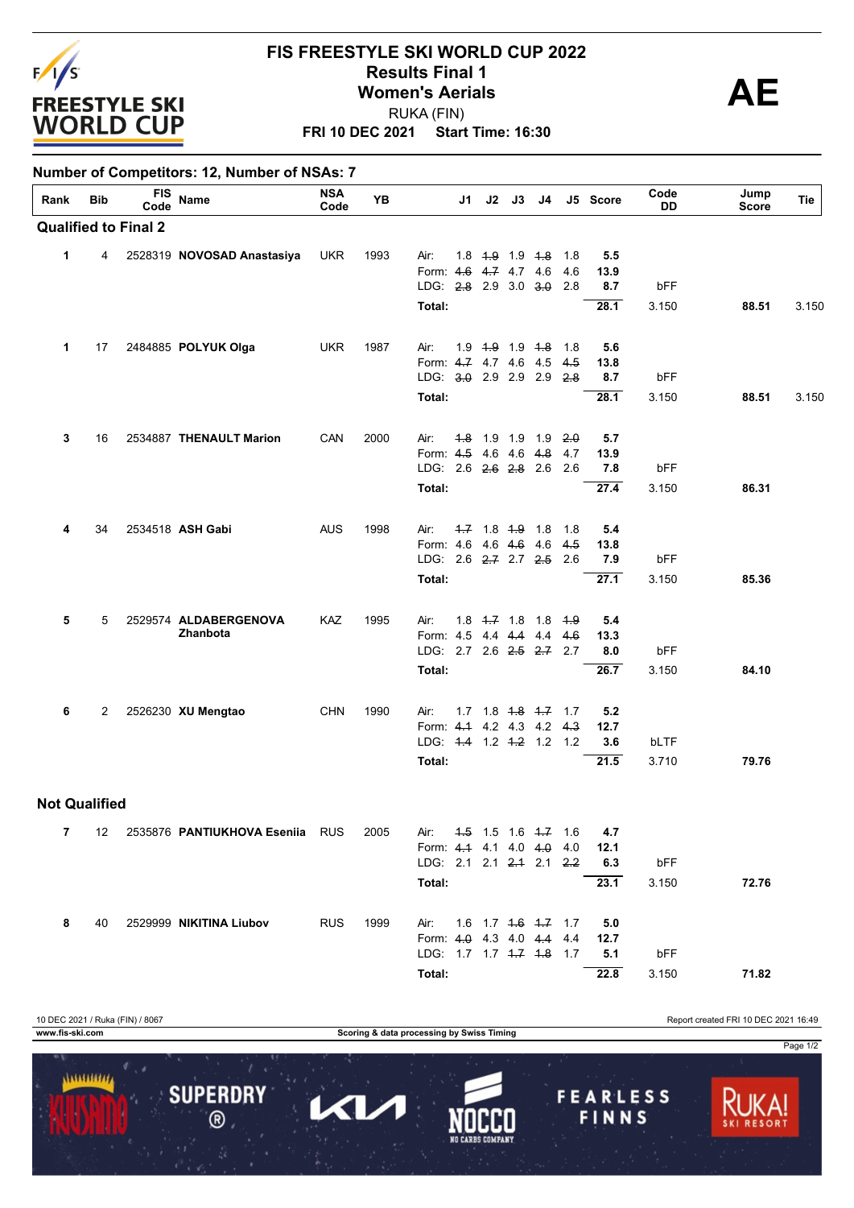# FIS FREESTYLE SKI WORLD CUP 2022

## Results Final 1

## Women's Aerials

RUKA (FIN)

**FRI 10 DEC 2021 Start Time: 16:30**

**AE**

**Number of Competitors: 12, Number of NSAs: 7**

| Rank | Bib | FIS Code | Name | NSA Code | YB | | J1 | J2 | J3 | J4 | J5 | Score | Code DD | Jump Score | Tie |
|---|---|---|---|---|---|---|---|---|---|---|---|---|---|---|---|
| **Qualified to Final 2** | | | | | | | | | | | | | | | |
| 1 | 4 | 2528319 | **NOVOSAD Anastasiya** | UKR | 1993 | Air: | 1.8 | ~~1.9~~ | 1.9 | ~~1.8~~ | 1.8 | **5.5** | | | |
| | | | | | | Form: | ~~4.6~~ | ~~4.7~~ | 4.7 | 4.6 | 4.6 | **13.9** | | | |
| | | | | | | LDG: | ~~2.8~~ | 2.9 | 3.0 | ~~3.0~~ | 2.8 | **8.7** | bFF | | |
| | | | | | | **Total:** | | | | | | **28.1** | 3.150 | **88.51** | 3.150 |
| 1 | 17 | 2484885 | **POLYUK Olga** | UKR | 1987 | Air: | 1.9 | ~~1.9~~ | 1.9 | ~~1.8~~ | 1.8 | **5.6** | | | |
| | | | | | | Form: | ~~4.7~~ | 4.7 | 4.6 | 4.5 | ~~4.5~~ | **13.8** | | | |
| | | | | | | LDG: | ~~3.0~~ | 2.9 | 2.9 | 2.9 | ~~2.8~~ | **8.7** | bFF | | |
| | | | | | | **Total:** | | | | | | **28.1** | 3.150 | **88.51** | 3.150 |
| 3 | 16 | 2534887 | **THENAULT Marion** | CAN | 2000 | Air: | ~~1.8~~ | 1.9 | 1.9 | 1.9 | ~~2.0~~ | **5.7** | | | |
| | | | | | | Form: | ~~4.5~~ | 4.6 | 4.6 | ~~4.8~~ | 4.7 | **13.9** | | | |
| | | | | | | LDG: | 2.6 | ~~2.6~~ | ~~2.8~~ | 2.6 | 2.6 | **7.8** | bFF | | |
| | | | | | | **Total:** | | | | | | **27.4** | 3.150 | **86.31** | |
| 4 | 34 | 2534518 | **ASH Gabi** | AUS | 1998 | Air: | ~~1.7~~ | 1.8 | ~~1.9~~ | 1.8 | 1.8 | **5.4** | | | |
| | | | | | | Form: | 4.6 | 4.6 | ~~4.6~~ | 4.6 | ~~4.5~~ | **13.8** | | | |
| | | | | | | LDG: | 2.6 | ~~2.7~~ | 2.7 | ~~2.5~~ | 2.6 | **7.9** | bFF | | |
| | | | | | | **Total:** | | | | | | **27.1** | 3.150 | **85.36** | |
| 5 | 5 | 2529574 | **ALDABERGENOVA Zhanbota** | KAZ | 1995 | Air: | 1.8 | ~~1.7~~ | 1.8 | 1.8 | ~~1.9~~ | **5.4** | | | |
| | | | | | | Form: | 4.5 | 4.4 | ~~4.4~~ | 4.4 | ~~4.6~~ | **13.3** | | | |
| | | | | | | LDG: | 2.7 | 2.6 | ~~2.5~~ | ~~2.7~~ | 2.7 | **8.0** | bFF | | |
| | | | | | | **Total:** | | | | | | **26.7** | 3.150 | **84.10** | |
| 6 | 2 | 2526230 | **XU Mengtao** | CHN | 1990 | Air: | 1.7 | 1.8 | ~~1.8~~ | ~~1.7~~ | 1.7 | **5.2** | | | |
| | | | | | | Form: | ~~4.1~~ | 4.2 | 4.3 | 4.2 | ~~4.3~~ | **12.7** | | | |
| | | | | | | LDG: | ~~1.1~~ | 1.2 | ~~1.2~~ | 1.2 | 1.2 | **3.6** | bLTF | | |
| | | | | | | **Total:** | | | | | | **21.5** | 3.710 | **79.76** | |
| **Not Qualified** | | | | | | | | | | | | | | | |
| 7 | 12 | 2535876 | **PANTIUKHOVA Esenia** | RUS | 2005 | Air: | ~~1.5~~ | 1.5 | 1.6 | ~~1.7~~ | 1.6 | **4.7** | | | |
| | | | | | | Form: | ~~4.1~~ | 4.1 | 4.0 | ~~4.0~~ | 4.0 | **12.1** | | | |
| | | | | | | LDG: | 2.1 | 2.1 | ~~2.1~~ | 2.1 | ~~2.2~~ | **6.3** | bFF | | |
| | | | | | | **Total:** | | | | | | **23.1** | 3.150 | **72.76** | |
| 8 | 40 | 2529999 | **NIKITINA Liubov** | RUS | 1999 | Air: | 1.6 | 1.7 | ~~1.6~~ | ~~1.7~~ | 1.7 | **5.0** | | | |
| | | | | | | Form: | ~~4.0~~ | 4.3 | 4.0 | ~~4.4~~ | 4.4 | **12.7** | | | |
| | | | | | | LDG: | 1.7 | 1.7 | ~~1.7~~ | ~~1.8~~ | 1.7 | **5.1** | bFF | | |
| | | | | | | **Total:** | | | | | | **22.8** | 3.150 | **71.82** | |

10 DEC 2021 / Ruka (FIN) / 8067 — Report created FRI 10 DEC 2021 16:49

www.fis-ski.com — Scoring & data processing by Swiss Timing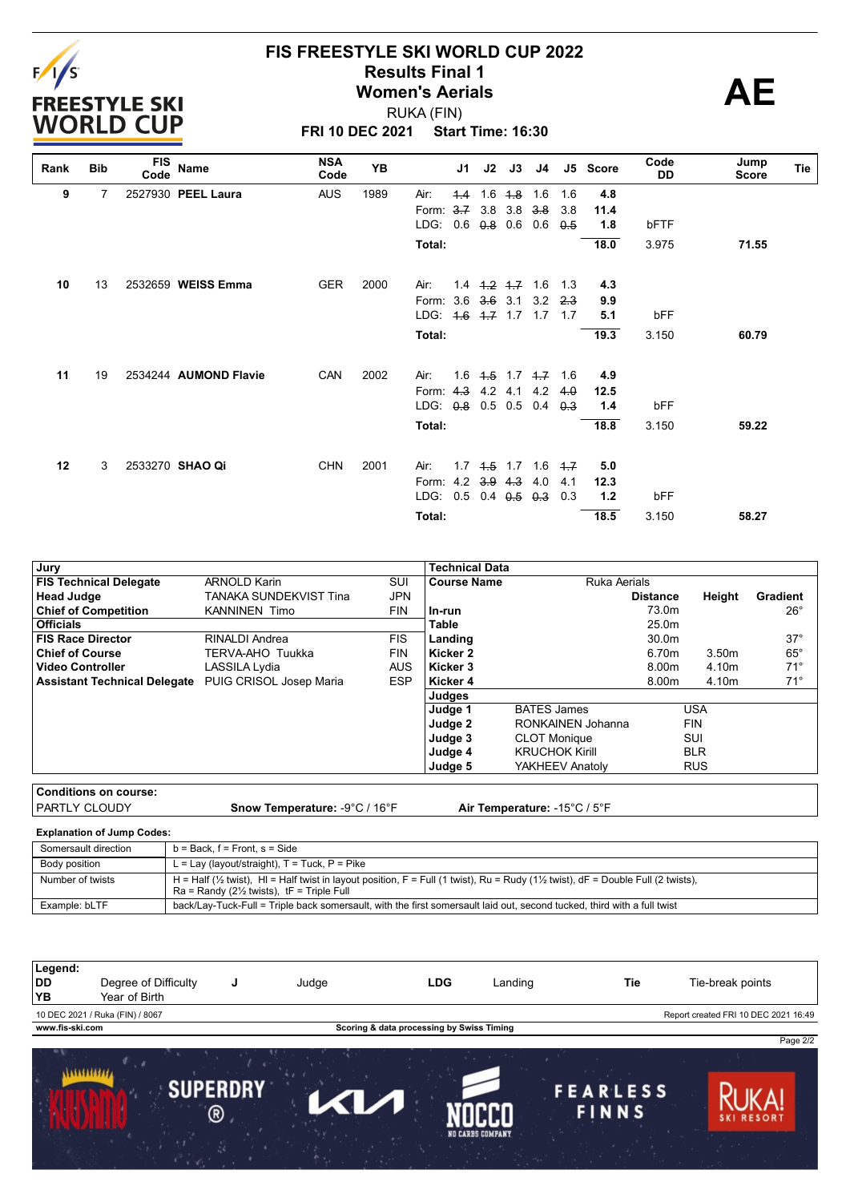# FIS FREESTYLE SKI WORLD CUP 2022

## Results Final 1

## Women's Aerials

RUKA (FIN)

**FRI 10 DEC 2021 Start Time: 16:30**

**AE**

| Rank | Bib | FIS Code | Name | NSA Code | YB | | J1 | J2 | J3 | J4 | J5 | Score | Code DD | Jump Score | Tie |
|---|---|---|---|---|---|---|---|---|---|---|---|---|---|---|---|
| 9 | 7 | 2527930 | **PEEL Laura** | AUS | 1989 | Air: | ~~1.4~~ | 1.6 | ~~1.8~~ | 1.6 | 1.6 | 4.8 | | | |
| | | | | | | Form: | ~~3.7~~ | 3.8 | 3.8 | ~~3.8~~ | 3.8 | 11.4 | | | |
| | | | | | | LDG: | 0.6 | ~~0.8~~ | 0.6 | 0.6 | ~~0.5~~ | 1.8 | bFTF | | |
| | | | | | | **Total:** | | | | | | **18.0** | 3.975 | **71.55** | |
| 10 | 13 | 2532659 | **WEISS Emma** | GER | 2000 | Air: | 1.4 | ~~1.2~~ | ~~1.7~~ | 1.6 | 1.3 | 4.3 | | | |
| | | | | | | Form: | 3.6 | ~~3.6~~ | 3.1 | 3.2 | ~~2.3~~ | 9.9 | | | |
| | | | | | | LDG: | ~~1.6~~ | ~~1.7~~ | 1.7 | 1.7 | 1.7 | 5.1 | bFF | | |
| | | | | | | **Total:** | | | | | | **19.3** | 3.150 | **60.79** | |
| 11 | 19 | 2534244 | **AUMOND Flavie** | CAN | 2002 | Air: | 1.6 | ~~1.5~~ | 1.7 | ~~1.7~~ | 1.6 | 4.9 | | | |
| | | | | | | Form: | ~~4.3~~ | 4.2 | 4.1 | 4.2 | ~~4.0~~ | 12.5 | | | |
| | | | | | | LDG: | ~~0.8~~ | 0.5 | 0.5 | 0.4 | ~~0.3~~ | 1.4 | bFF | | |
| | | | | | | **Total:** | | | | | | **18.8** | 3.150 | **59.22** | |
| 12 | 3 | 2533270 | **SHAO Qi** | CHN | 2001 | Air: | 1.7 | ~~1.5~~ | 1.7 | 1.6 | ~~1.7~~ | 5.0 | | | |
| | | | | | | Form: | 4.2 | ~~3.9~~ | ~~4.3~~ | 4.0 | 4.1 | 12.3 | | | |
| | | | | | | LDG: | 0.5 | 0.4 | ~~0.5~~ | ~~0.3~~ | 0.3 | 1.2 | bFF | | |
| | | | | | | **Total:** | | | | | | **18.5** | 3.150 | **58.27** | |

| Jury | | |
|---|---|---|
| **FIS Technical Delegate** | ARNOLD Karin | SUI |
| **Head Judge** | TANAKA SUNDEKVIST Tina | JPN |
| **Chief of Competition** | KANNINEN Timo | FIN |
| **Officials** | | |
| **FIS Race Director** | RINALDI Andrea | FIS |
| **Chief of Course** | TERVA-AHO Tuukka | FIN |
| **Video Controller** | LASSILA Lydia | AUS |
| **Assistant Technical Delegate** | PUIG CRISOL Josep Maria | ESP |

| Technical Data | | | | |
|---|---|---|---|---|
| **Course Name** | Ruka Aerials | | | |
| | | **Distance** | **Height** | **Gradient** |
| **In-run** | | 73.0m | | 26° |
| **Table** | | 25.0m | | |
| **Landing** | | 30.0m | | 37° |
| **Kicker 2** | | 6.70m | 3.50m | 65° |
| **Kicker 3** | | 8.00m | 4.10m | 71° |
| **Kicker 4** | | 8.00m | 4.10m | 71° |

| Judges | | |
|---|---|---|
| **Judge 1** | BATES James | USA |
| **Judge 2** | RONKAINEN Johanna | FIN |
| **Judge 3** | CLOT Monique | SUI |
| **Judge 4** | KRUCHOK Kirill | BLR |
| **Judge 5** | YAKHEEV Anatoly | RUS |

**Conditions on course:**
PARTLY CLOUDY **Snow Temperature:** -9°C / 16°F **Air Temperature:** -15°C / 5°F

**Explanation of Jump Codes:**

| | |
|---|---|
| Somersault direction | b = Back, f = Front, s = Side |
| Body position | L = Lay (layout/straight), T = Tuck, P = Pike |
| Number of twists | H = Half (½ twist), HI = Half twist in layout position, F = Full (1 twist), Ru = Rudy (1½ twist), dF = Double Full (2 twists), Ra = Randy (2½ twists), tF = Triple Full |
| Example: bLTF | back/Lay-Tuck-Full = Triple back somersault, with the first somersault laid out, second tucked, third with a full twist |

**Legend:**

| | | | | | | | |
|---|---|---|---|---|---|---|---|
| **DD** | Degree of Difficulty | **J** | Judge | **LDG** | Landing | **Tie** | Tie-break points |
| **YB** | Year of Birth | | | | | | |

10 DEC 2021 / Ruka (FIN) / 8067 — Report created FRI 10 DEC 2021 16:49

Scoring & data processing by Swiss Timing